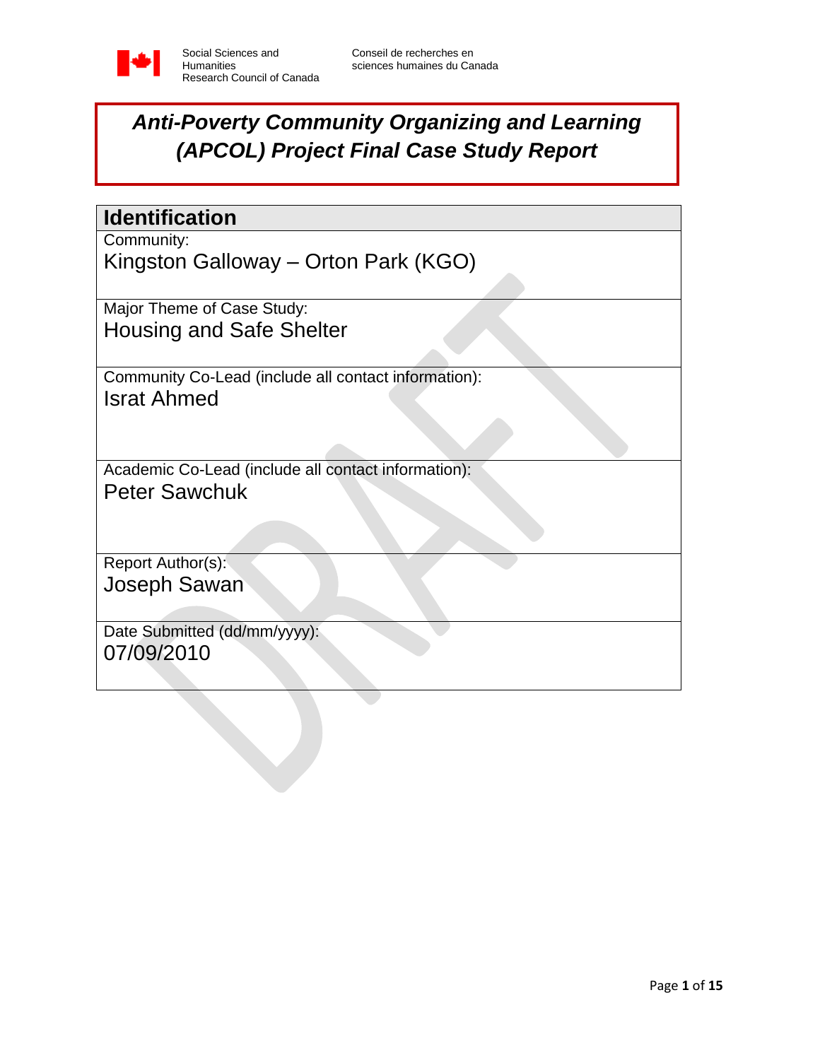Social Sciences and Humanities Research Council of Canada

Conseil de recherches en sciences humaines du Canada

# *Anti-Poverty Community Organizing and Learning (APCOL) Project Final Case Study Report*

| **Identification** |
| --- |
| Community:<br>Kingston Galloway – Orton Park (KGO) |
| Major Theme of Case Study:<br>Housing and Safe Shelter |
| Community Co-Lead (include all contact information):<br>Israt Ahmed |
| Academic Co-Lead (include all contact information):<br>Peter Sawchuk |
| Report Author(s):<br>Joseph Sawan |
| Date Submitted (dd/mm/yyyy):<br>07/09/2010 |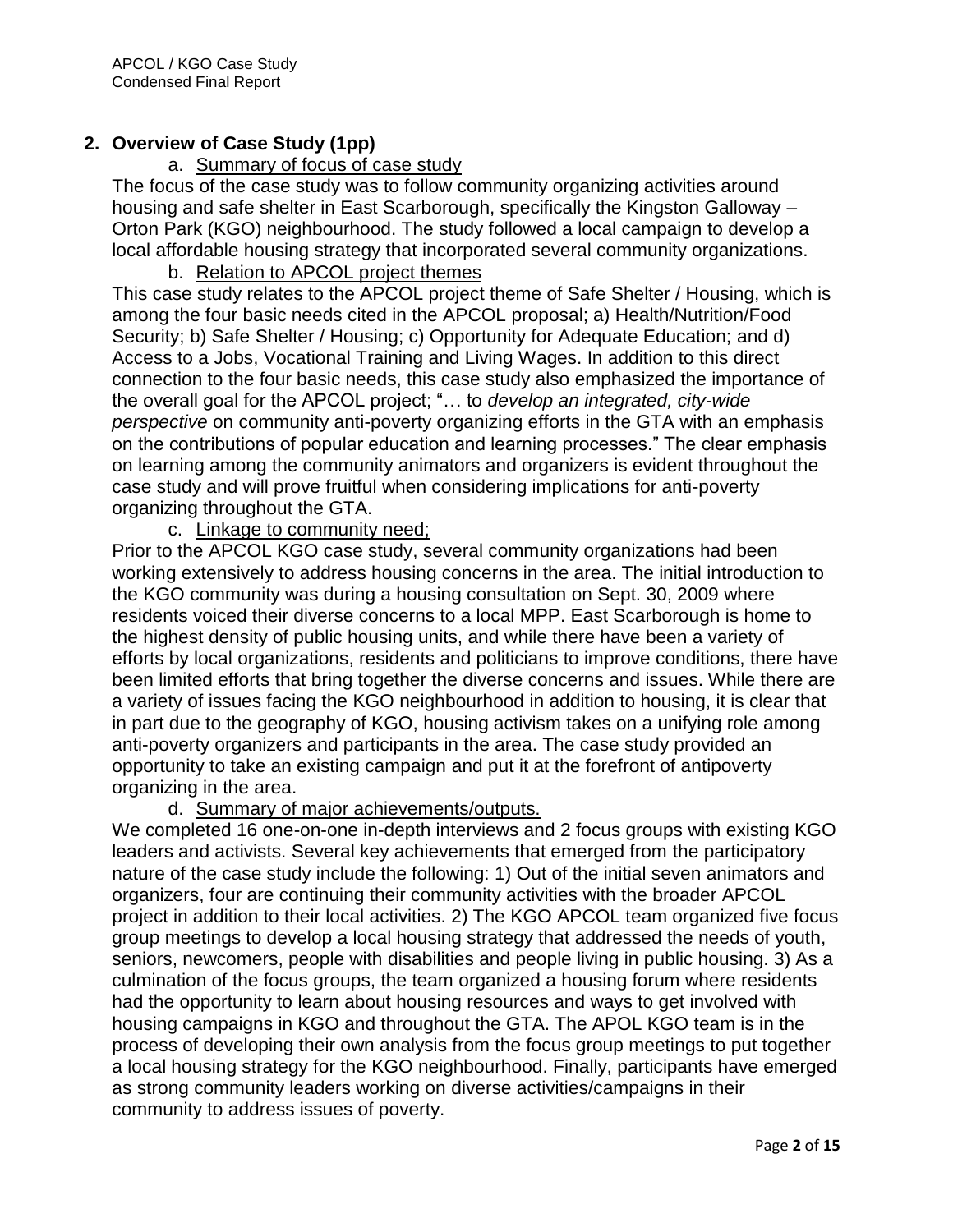## 2. Overview of Case Study (1pp)

### a. Summary of focus of case study

The focus of the case study was to follow community organizing activities around housing and safe shelter in East Scarborough, specifically the Kingston Galloway – Orton Park (KGO) neighbourhood. The study followed a local campaign to develop a local affordable housing strategy that incorporated several community organizations.

### b. Relation to APCOL project themes

This case study relates to the APCOL project theme of Safe Shelter / Housing, which is among the four basic needs cited in the APCOL proposal; a) Health/Nutrition/Food Security; b) Safe Shelter / Housing; c) Opportunity for Adequate Education; and d) Access to a Jobs, Vocational Training and Living Wages. In addition to this direct connection to the four basic needs, this case study also emphasized the importance of the overall goal for the APCOL project; "… to *develop an integrated, city-wide perspective* on community anti-poverty organizing efforts in the GTA with an emphasis on the contributions of popular education and learning processes." The clear emphasis on learning among the community animators and organizers is evident throughout the case study and will prove fruitful when considering implications for anti-poverty organizing throughout the GTA.

### c. Linkage to community need;

Prior to the APCOL KGO case study, several community organizations had been working extensively to address housing concerns in the area. The initial introduction to the KGO community was during a housing consultation on Sept. 30, 2009 where residents voiced their diverse concerns to a local MPP. East Scarborough is home to the highest density of public housing units, and while there have been a variety of efforts by local organizations, residents and politicians to improve conditions, there have been limited efforts that bring together the diverse concerns and issues. While there are a variety of issues facing the KGO neighbourhood in addition to housing, it is clear that in part due to the geography of KGO, housing activism takes on a unifying role among anti-poverty organizers and participants in the area. The case study provided an opportunity to take an existing campaign and put it at the forefront of antipoverty organizing in the area.

### d. Summary of major achievements/outputs.

We completed 16 one-on-one in-depth interviews and 2 focus groups with existing KGO leaders and activists. Several key achievements that emerged from the participatory nature of the case study include the following: 1) Out of the initial seven animators and organizers, four are continuing their community activities with the broader APCOL project in addition to their local activities. 2) The KGO APCOL team organized five focus group meetings to develop a local housing strategy that addressed the needs of youth, seniors, newcomers, people with disabilities and people living in public housing. 3) As a culmination of the focus groups, the team organized a housing forum where residents had the opportunity to learn about housing resources and ways to get involved with housing campaigns in KGO and throughout the GTA. The APOL KGO team is in the process of developing their own analysis from the focus group meetings to put together a local housing strategy for the KGO neighbourhood. Finally, participants have emerged as strong community leaders working on diverse activities/campaigns in their community to address issues of poverty.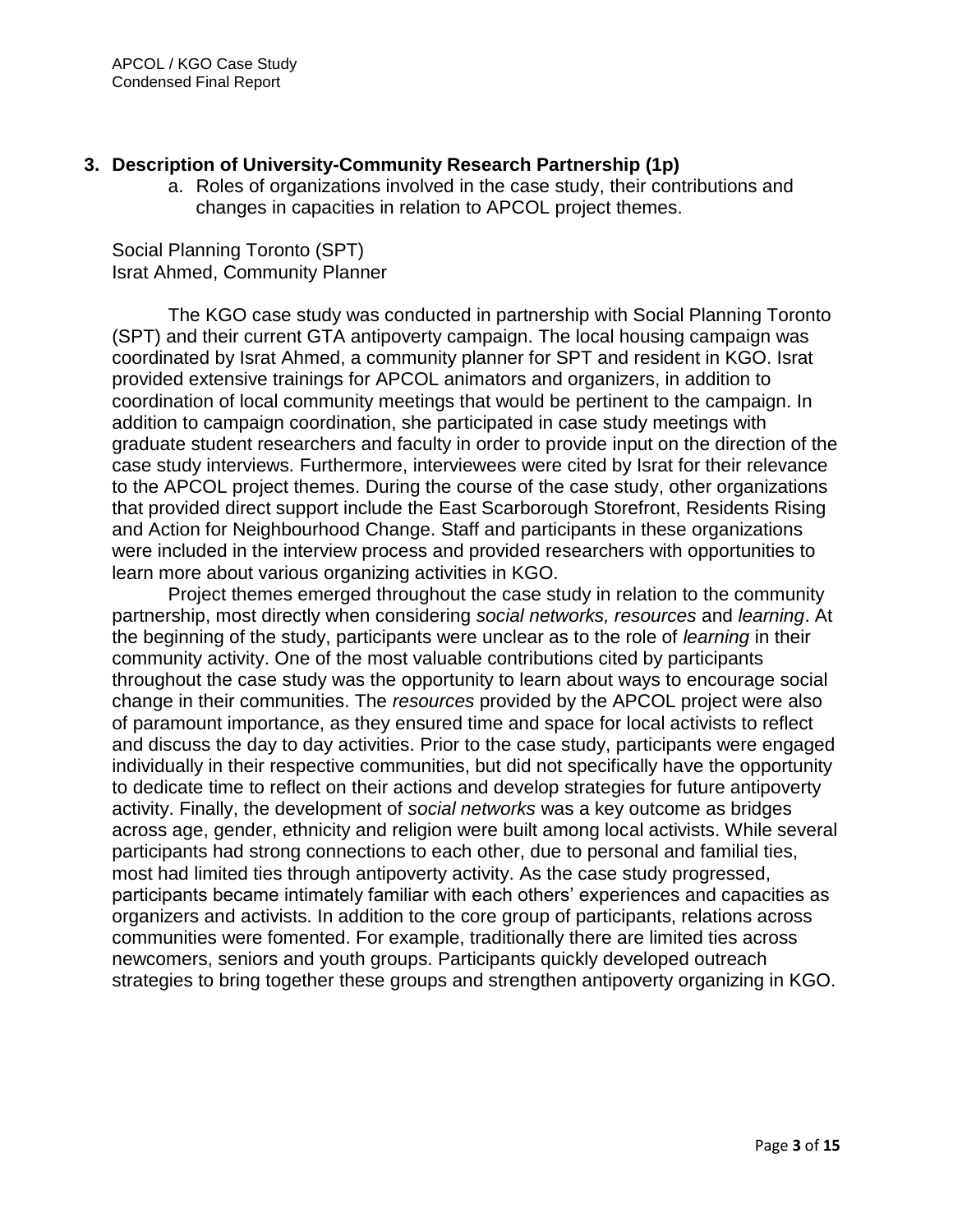## 3. Description of University-Community Research Partnership (1p)

a. Roles of organizations involved in the case study, their contributions and changes in capacities in relation to APCOL project themes.

Social Planning Toronto (SPT)
Israt Ahmed, Community Planner

The KGO case study was conducted in partnership with Social Planning Toronto (SPT) and their current GTA antipoverty campaign. The local housing campaign was coordinated by Israt Ahmed, a community planner for SPT and resident in KGO. Israt provided extensive trainings for APCOL animators and organizers, in addition to coordination of local community meetings that would be pertinent to the campaign. In addition to campaign coordination, she participated in case study meetings with graduate student researchers and faculty in order to provide input on the direction of the case study interviews. Furthermore, interviewees were cited by Israt for their relevance to the APCOL project themes. During the course of the case study, other organizations that provided direct support include the East Scarborough Storefront, Residents Rising and Action for Neighbourhood Change. Staff and participants in these organizations were included in the interview process and provided researchers with opportunities to learn more about various organizing activities in KGO.

Project themes emerged throughout the case study in relation to the community partnership, most directly when considering *social networks, resources* and *learning*. At the beginning of the study, participants were unclear as to the role of *learning* in their community activity. One of the most valuable contributions cited by participants throughout the case study was the opportunity to learn about ways to encourage social change in their communities. The *resources* provided by the APCOL project were also of paramount importance, as they ensured time and space for local activists to reflect and discuss the day to day activities. Prior to the case study, participants were engaged individually in their respective communities, but did not specifically have the opportunity to dedicate time to reflect on their actions and develop strategies for future antipoverty activity. Finally, the development of *social networks* was a key outcome as bridges across age, gender, ethnicity and religion were built among local activists. While several participants had strong connections to each other, due to personal and familial ties, most had limited ties through antipoverty activity. As the case study progressed, participants became intimately familiar with each others' experiences and capacities as organizers and activists. In addition to the core group of participants, relations across communities were fomented. For example, traditionally there are limited ties across newcomers, seniors and youth groups. Participants quickly developed outreach strategies to bring together these groups and strengthen antipoverty organizing in KGO.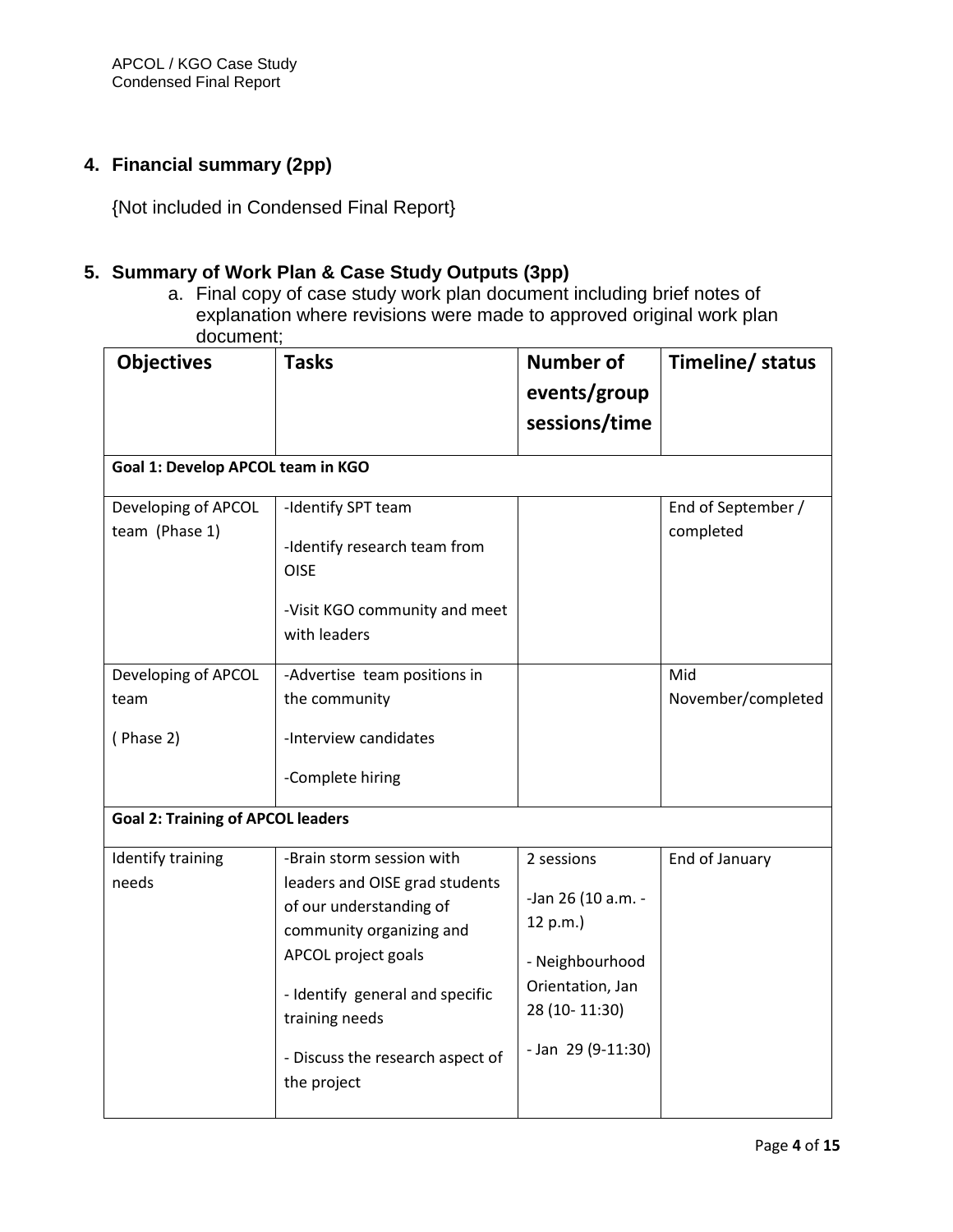## 4. Financial summary (2pp)

{Not included in Condensed Final Report}

## 5. Summary of Work Plan & Case Study Outputs (3pp)

a. Final copy of case study work plan document including brief notes of explanation where revisions were made to approved original work plan document;

| Objectives | Tasks | Number of events/group sessions/time | Timeline/ status |
|---|---|---|---|
| **Goal 1: Develop APCOL team in KGO** | | | |
| Developing of APCOL team (Phase 1) | -Identify SPT team<br><br>-Identify research team from OISE<br><br>-Visit KGO community and meet with leaders | | End of September / completed |
| Developing of APCOL team<br><br>( Phase 2) | -Advertise team positions in the community<br><br>-Interview candidates<br><br>-Complete hiring | | Mid November/completed |
| **Goal 2: Training of APCOL leaders** | | | |
| Identify training needs | -Brain storm session with leaders and OISE grad students of our understanding of community organizing and APCOL project goals<br><br>- Identify general and specific training needs<br><br>- Discuss the research aspect of the project | 2 sessions<br><br>-Jan 26 (10 a.m. - 12 p.m.)<br><br>- Neighbourhood Orientation, Jan 28 (10- 11:30)<br><br>- Jan 29 (9-11:30) | End of January |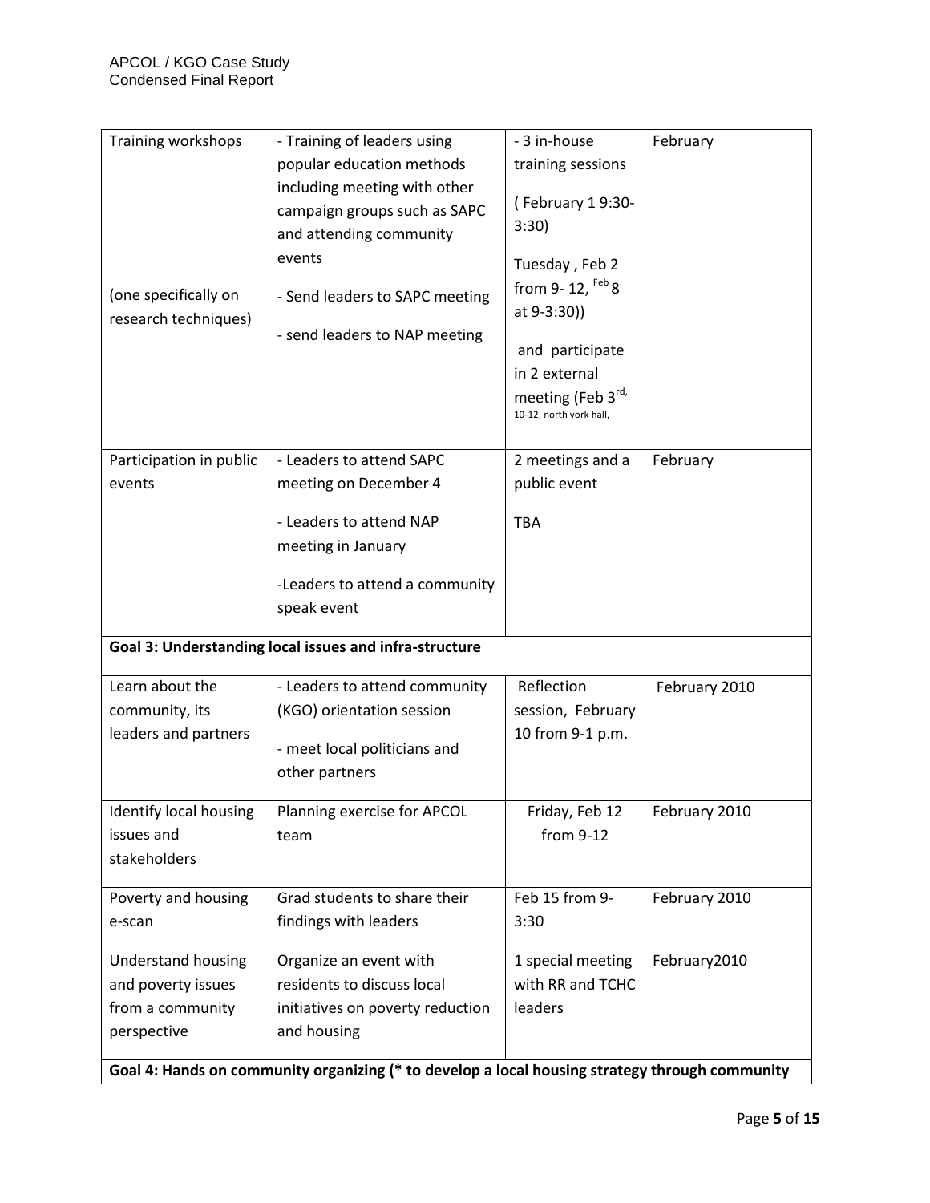| Training workshops<br><br>(one specifically on research techniques) | - Training of leaders using popular education methods including meeting with other campaign groups such as SAPC and attending community events<br>- Send leaders to SAPC meeting<br>- send leaders to NAP meeting | - 3 in-house training sessions<br>( February 1 9:30-3:30)<br>Tuesday , Feb 2 from 9- 12, Feb 8 at 9-3:30))<br>and participate in 2 external meeting (Feb 3rd, 10-12, north york hall, | February |
|---|---|---|---|
| Participation in public events | - Leaders to attend SAPC meeting on December 4<br>- Leaders to attend NAP meeting in January<br>-Leaders to attend a community speak event | 2 meetings and a public event<br>TBA | February |
| **Goal 3: Understanding local issues and infra-structure** | | | |
| Learn about the community, its leaders and partners | - Leaders to attend community (KGO) orientation session<br>- meet local politicians and other partners | Reflection session, February 10 from 9-1 p.m. | February 2010 |
| Identify local housing issues and stakeholders | Planning exercise for APCOL team | Friday, Feb 12 from 9-12 | February 2010 |
| Poverty and housing e-scan | Grad students to share their findings with leaders | Feb 15 from 9-3:30 | February 2010 |
| Understand housing and poverty issues from a community perspective | Organize an event with residents to discuss local initiatives on poverty reduction and housing | 1 special meeting with RR and TCHC leaders | February2010 |
| **Goal 4: Hands on community organizing (* to develop a local housing strategy through community** | | | |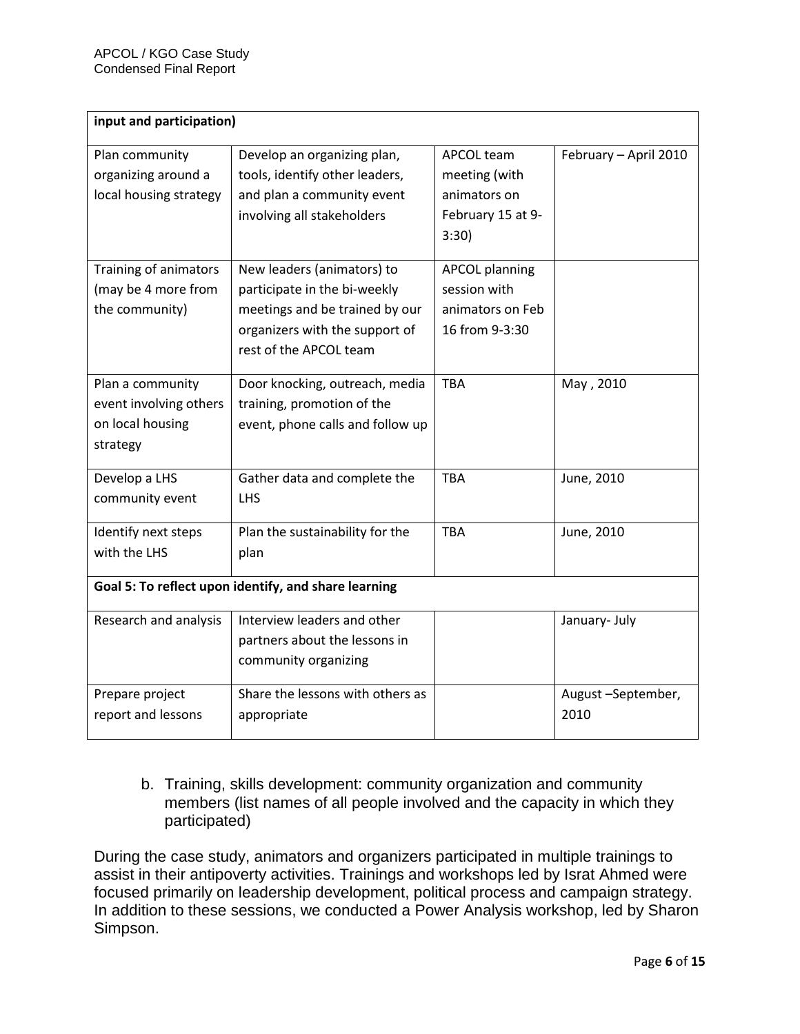| input and participation) | | | |
|---|---|---|---|
| Plan community organizing around a local housing strategy | Develop an organizing plan, tools, identify other leaders, and plan a community event involving all stakeholders | APCOL team meeting (with animators on February 15 at 9-3:30) | February – April 2010 |
| Training of animators (may be 4 more from the community) | New leaders (animators) to participate in the bi-weekly meetings and be trained by our organizers with the support of rest of the APCOL team | APCOL planning session with animators on Feb 16 from 9-3:30 | |
| Plan a community event involving others on local housing strategy | Door knocking, outreach, media training, promotion of the event, phone calls and follow up | TBA | May , 2010 |
| Develop a LHS community event | Gather data and complete the LHS | TBA | June, 2010 |
| Identify next steps with the LHS | Plan the sustainability for the plan | TBA | June, 2010 |
| **Goal 5: To reflect upon identify, and share learning** | | | |
| Research and analysis | Interview leaders and other partners about the lessons in community organizing | | January- July |
| Prepare project report and lessons | Share the lessons with others as appropriate | | August –September, 2010 |

b. Training, skills development: community organization and community members (list names of all people involved and the capacity in which they participated)

During the case study, animators and organizers participated in multiple trainings to assist in their antipoverty activities. Trainings and workshops led by Israt Ahmed were focused primarily on leadership development, political process and campaign strategy. In addition to these sessions, we conducted a Power Analysis workshop, led by Sharon Simpson.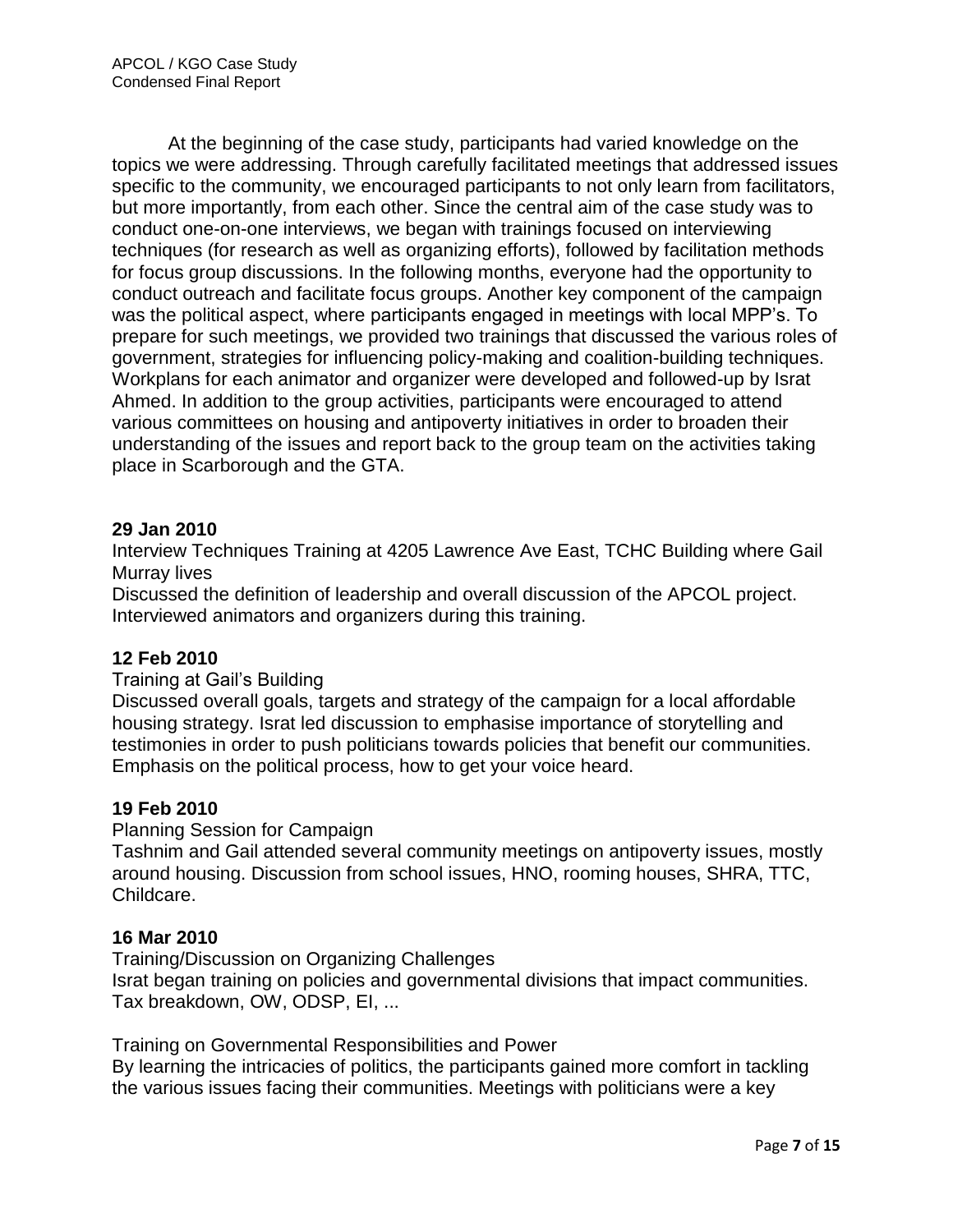At the beginning of the case study, participants had varied knowledge on the topics we were addressing. Through carefully facilitated meetings that addressed issues specific to the community, we encouraged participants to not only learn from facilitators, but more importantly, from each other. Since the central aim of the case study was to conduct one-on-one interviews, we began with trainings focused on interviewing techniques (for research as well as organizing efforts), followed by facilitation methods for focus group discussions. In the following months, everyone had the opportunity to conduct outreach and facilitate focus groups. Another key component of the campaign was the political aspect, where participants engaged in meetings with local MPP's. To prepare for such meetings, we provided two trainings that discussed the various roles of government, strategies for influencing policy-making and coalition-building techniques. Workplans for each animator and organizer were developed and followed-up by Israt Ahmed. In addition to the group activities, participants were encouraged to attend various committees on housing and antipoverty initiatives in order to broaden their understanding of the issues and report back to the group team on the activities taking place in Scarborough and the GTA.

**29 Jan 2010**

Interview Techniques Training at 4205 Lawrence Ave East, TCHC Building where Gail Murray lives

Discussed the definition of leadership and overall discussion of the APCOL project. Interviewed animators and organizers during this training.

**12 Feb 2010**

Training at Gail's Building

Discussed overall goals, targets and strategy of the campaign for a local affordable housing strategy. Israt led discussion to emphasise importance of storytelling and testimonies in order to push politicians towards policies that benefit our communities. Emphasis on the political process, how to get your voice heard.

**19 Feb 2010**

Planning Session for Campaign

Tashnim and Gail attended several community meetings on antipoverty issues, mostly around housing. Discussion from school issues, HNO, rooming houses, SHRA, TTC, Childcare.

**16 Mar 2010**

Training/Discussion on Organizing Challenges

Israt began training on policies and governmental divisions that impact communities. Tax breakdown, OW, ODSP, EI, ...

Training on Governmental Responsibilities and Power

By learning the intricacies of politics, the participants gained more comfort in tackling the various issues facing their communities. Meetings with politicians were a key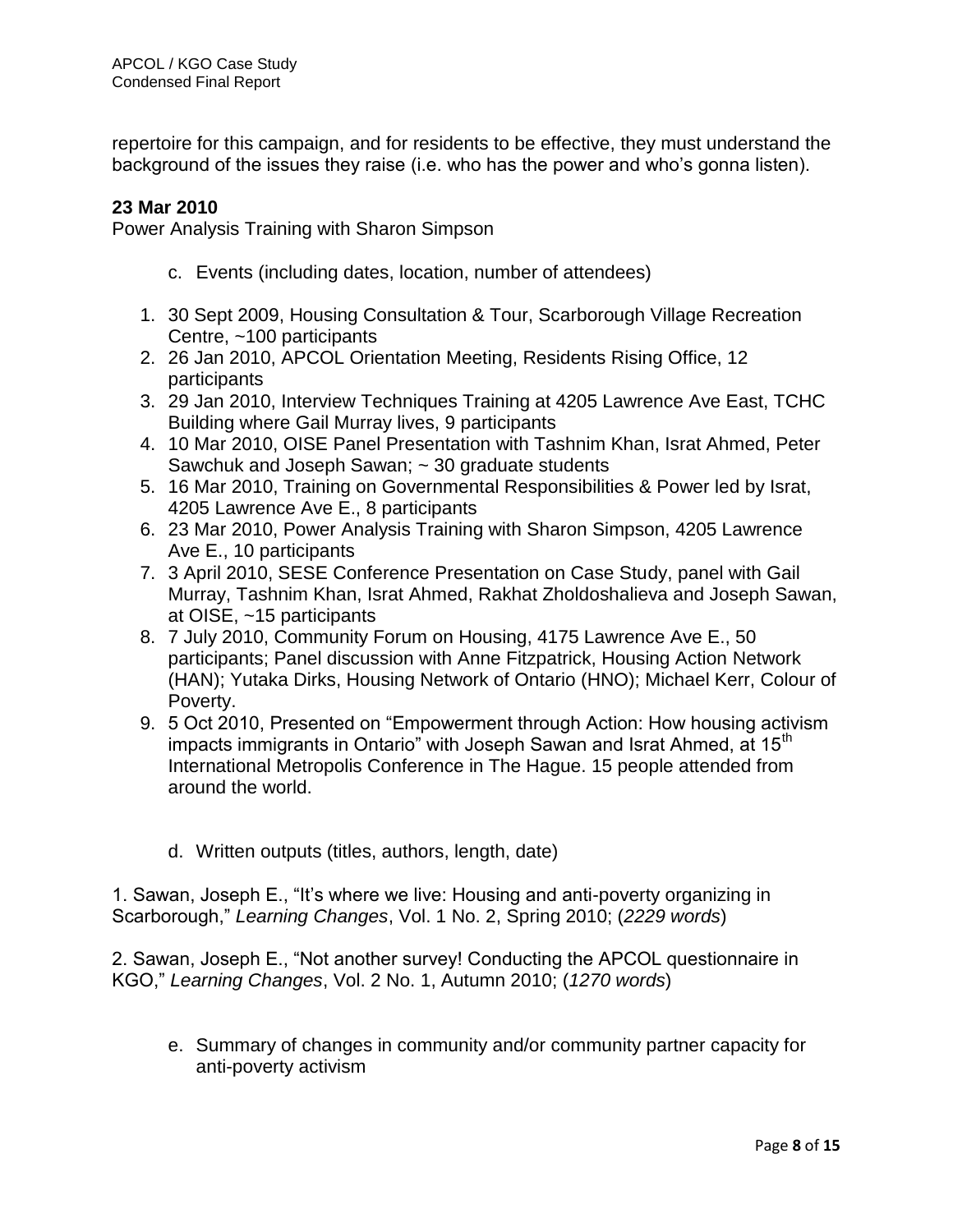repertoire for this campaign, and for residents to be effective, they must understand the background of the issues they raise (i.e. who has the power and who's gonna listen).

**23 Mar 2010**
Power Analysis Training with Sharon Simpson

c. Events (including dates, location, number of attendees)

1. 30 Sept 2009, Housing Consultation & Tour, Scarborough Village Recreation Centre, ~100 participants
2. 26 Jan 2010, APCOL Orientation Meeting, Residents Rising Office, 12 participants
3. 29 Jan 2010, Interview Techniques Training at 4205 Lawrence Ave East, TCHC Building where Gail Murray lives, 9 participants
4. 10 Mar 2010, OISE Panel Presentation with Tashnim Khan, Israt Ahmed, Peter Sawchuk and Joseph Sawan; ~ 30 graduate students
5. 16 Mar 2010, Training on Governmental Responsibilities & Power led by Israt, 4205 Lawrence Ave E., 8 participants
6. 23 Mar 2010, Power Analysis Training with Sharon Simpson, 4205 Lawrence Ave E., 10 participants
7. 3 April 2010, SESE Conference Presentation on Case Study, panel with Gail Murray, Tashnim Khan, Israt Ahmed, Rakhat Zholdoshalieva and Joseph Sawan, at OISE, ~15 participants
8. 7 July 2010, Community Forum on Housing, 4175 Lawrence Ave E., 50 participants; Panel discussion with Anne Fitzpatrick, Housing Action Network (HAN); Yutaka Dirks, Housing Network of Ontario (HNO); Michael Kerr, Colour of Poverty.
9. 5 Oct 2010, Presented on "Empowerment through Action: How housing activism impacts immigrants in Ontario" with Joseph Sawan and Israt Ahmed, at 15th International Metropolis Conference in The Hague. 15 people attended from around the world.

d. Written outputs (titles, authors, length, date)

1. Sawan, Joseph E., "It's where we live: Housing and anti-poverty organizing in Scarborough," *Learning Changes*, Vol. 1 No. 2, Spring 2010; (*2229 words*)

2. Sawan, Joseph E., "Not another survey! Conducting the APCOL questionnaire in KGO," *Learning Changes*, Vol. 2 No. 1, Autumn 2010; (*1270 words*)

e. Summary of changes in community and/or community partner capacity for anti-poverty activism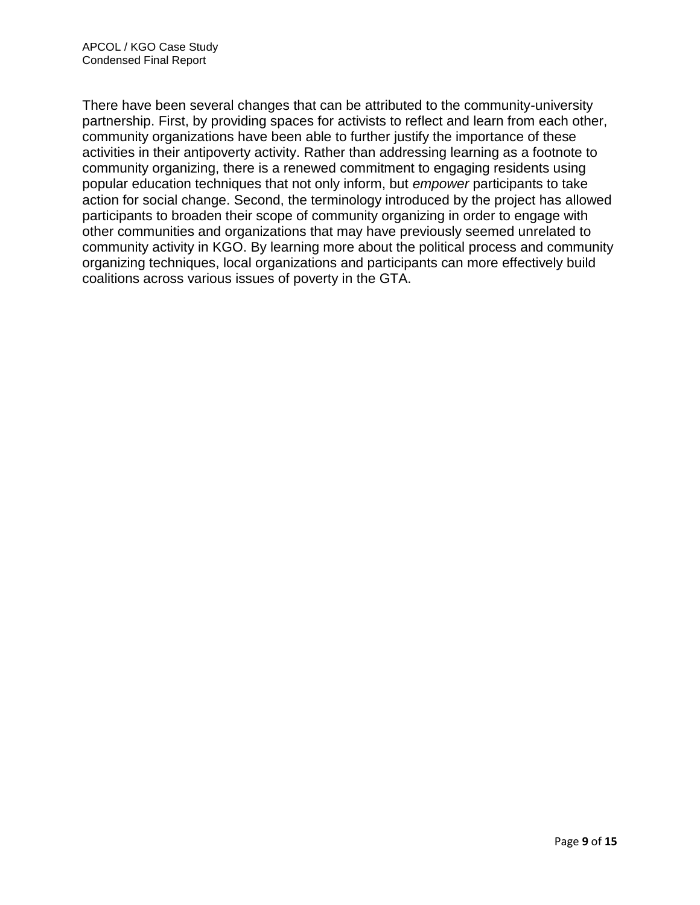There have been several changes that can be attributed to the community-university partnership. First, by providing spaces for activists to reflect and learn from each other, community organizations have been able to further justify the importance of these activities in their antipoverty activity. Rather than addressing learning as a footnote to community organizing, there is a renewed commitment to engaging residents using popular education techniques that not only inform, but *empower* participants to take action for social change. Second, the terminology introduced by the project has allowed participants to broaden their scope of community organizing in order to engage with other communities and organizations that may have previously seemed unrelated to community activity in KGO. By learning more about the political process and community organizing techniques, local organizations and participants can more effectively build coalitions across various issues of poverty in the GTA.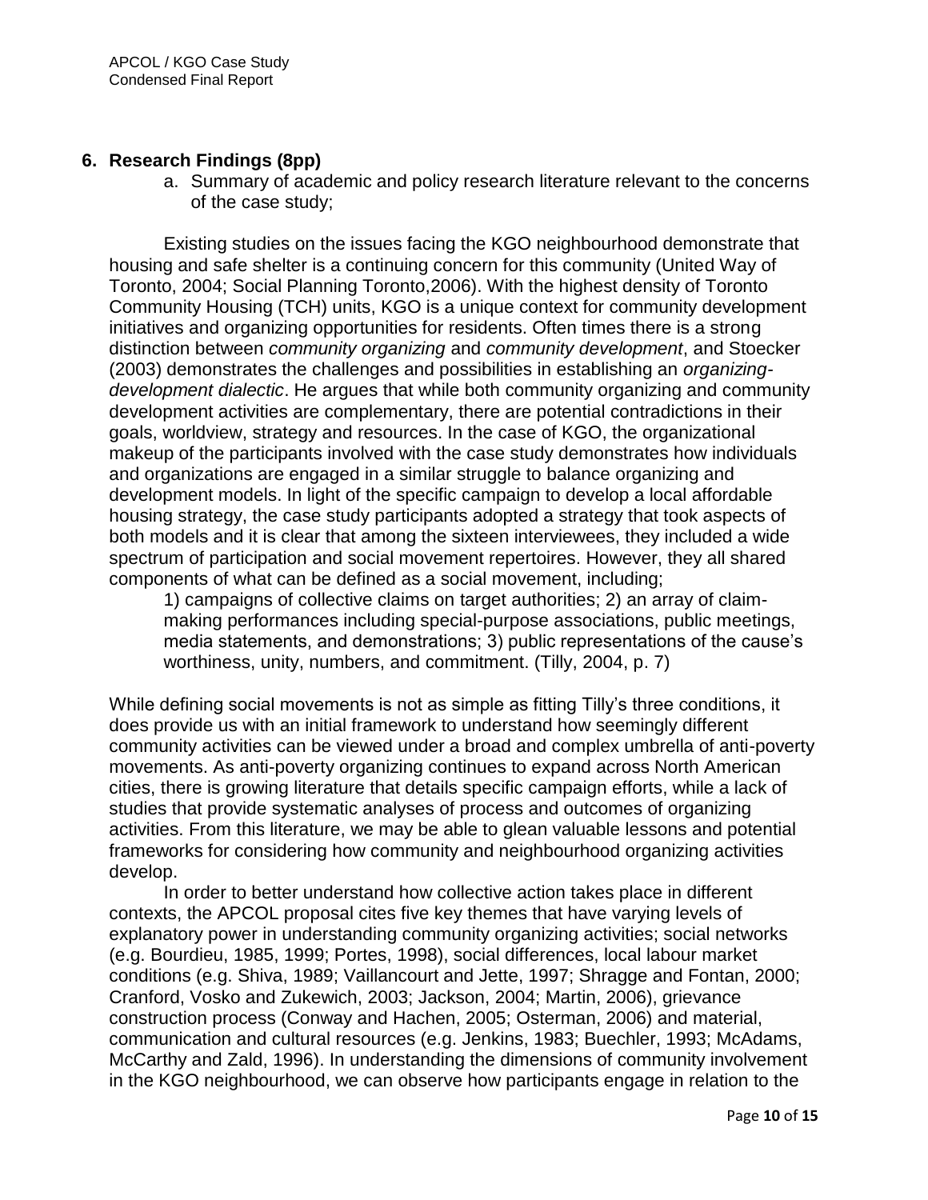## 6. Research Findings (8pp)

a. Summary of academic and policy research literature relevant to the concerns of the case study;

Existing studies on the issues facing the KGO neighbourhood demonstrate that housing and safe shelter is a continuing concern for this community (United Way of Toronto, 2004; Social Planning Toronto,2006). With the highest density of Toronto Community Housing (TCH) units, KGO is a unique context for community development initiatives and organizing opportunities for residents. Often times there is a strong distinction between *community organizing* and *community development*, and Stoecker (2003) demonstrates the challenges and possibilities in establishing an *organizing-development dialectic*. He argues that while both community organizing and community development activities are complementary, there are potential contradictions in their goals, worldview, strategy and resources. In the case of KGO, the organizational makeup of the participants involved with the case study demonstrates how individuals and organizations are engaged in a similar struggle to balance organizing and development models. In light of the specific campaign to develop a local affordable housing strategy, the case study participants adopted a strategy that took aspects of both models and it is clear that among the sixteen interviewees, they included a wide spectrum of participation and social movement repertoires. However, they all shared components of what can be defined as a social movement, including;

> 1) campaigns of collective claims on target authorities; 2) an array of claim-making performances including special-purpose associations, public meetings, media statements, and demonstrations; 3) public representations of the cause's worthiness, unity, numbers, and commitment. (Tilly, 2004, p. 7)

While defining social movements is not as simple as fitting Tilly's three conditions, it does provide us with an initial framework to understand how seemingly different community activities can be viewed under a broad and complex umbrella of anti-poverty movements. As anti-poverty organizing continues to expand across North American cities, there is growing literature that details specific campaign efforts, while a lack of studies that provide systematic analyses of process and outcomes of organizing activities. From this literature, we may be able to glean valuable lessons and potential frameworks for considering how community and neighbourhood organizing activities develop.

In order to better understand how collective action takes place in different contexts, the APCOL proposal cites five key themes that have varying levels of explanatory power in understanding community organizing activities; social networks (e.g. Bourdieu, 1985, 1999; Portes, 1998), social differences, local labour market conditions (e.g. Shiva, 1989; Vaillancourt and Jette, 1997; Shragge and Fontan, 2000; Cranford, Vosko and Zukewich, 2003; Jackson, 2004; Martin, 2006), grievance construction process (Conway and Hachen, 2005; Osterman, 2006) and material, communication and cultural resources (e.g. Jenkins, 1983; Buechler, 1993; McAdams, McCarthy and Zald, 1996). In understanding the dimensions of community involvement in the KGO neighbourhood, we can observe how participants engage in relation to the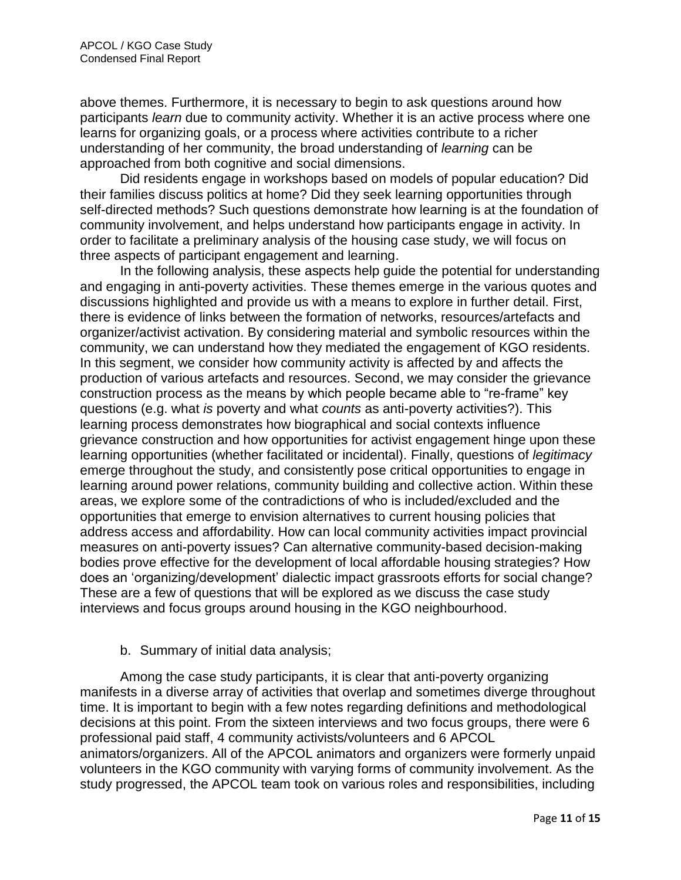above themes. Furthermore, it is necessary to begin to ask questions around how participants *learn* due to community activity. Whether it is an active process where one learns for organizing goals, or a process where activities contribute to a richer understanding of her community, the broad understanding of *learning* can be approached from both cognitive and social dimensions.

Did residents engage in workshops based on models of popular education? Did their families discuss politics at home? Did they seek learning opportunities through self-directed methods? Such questions demonstrate how learning is at the foundation of community involvement, and helps understand how participants engage in activity. In order to facilitate a preliminary analysis of the housing case study, we will focus on three aspects of participant engagement and learning.

In the following analysis, these aspects help guide the potential for understanding and engaging in anti-poverty activities. These themes emerge in the various quotes and discussions highlighted and provide us with a means to explore in further detail. First, there is evidence of links between the formation of networks, resources/artefacts and organizer/activist activation. By considering material and symbolic resources within the community, we can understand how they mediated the engagement of KGO residents. In this segment, we consider how community activity is affected by and affects the production of various artefacts and resources. Second, we may consider the grievance construction process as the means by which people became able to "re-frame" key questions (e.g. what *is* poverty and what *counts* as anti-poverty activities?). This learning process demonstrates how biographical and social contexts influence grievance construction and how opportunities for activist engagement hinge upon these learning opportunities (whether facilitated or incidental). Finally, questions of *legitimacy* emerge throughout the study, and consistently pose critical opportunities to engage in learning around power relations, community building and collective action. Within these areas, we explore some of the contradictions of who is included/excluded and the opportunities that emerge to envision alternatives to current housing policies that address access and affordability. How can local community activities impact provincial measures on anti-poverty issues? Can alternative community-based decision-making bodies prove effective for the development of local affordable housing strategies? How does an 'organizing/development' dialectic impact grassroots efforts for social change? These are a few of questions that will be explored as we discuss the case study interviews and focus groups around housing in the KGO neighbourhood.

b. Summary of initial data analysis;

Among the case study participants, it is clear that anti-poverty organizing manifests in a diverse array of activities that overlap and sometimes diverge throughout time. It is important to begin with a few notes regarding definitions and methodological decisions at this point. From the sixteen interviews and two focus groups, there were 6 professional paid staff, 4 community activists/volunteers and 6 APCOL animators/organizers. All of the APCOL animators and organizers were formerly unpaid volunteers in the KGO community with varying forms of community involvement. As the study progressed, the APCOL team took on various roles and responsibilities, including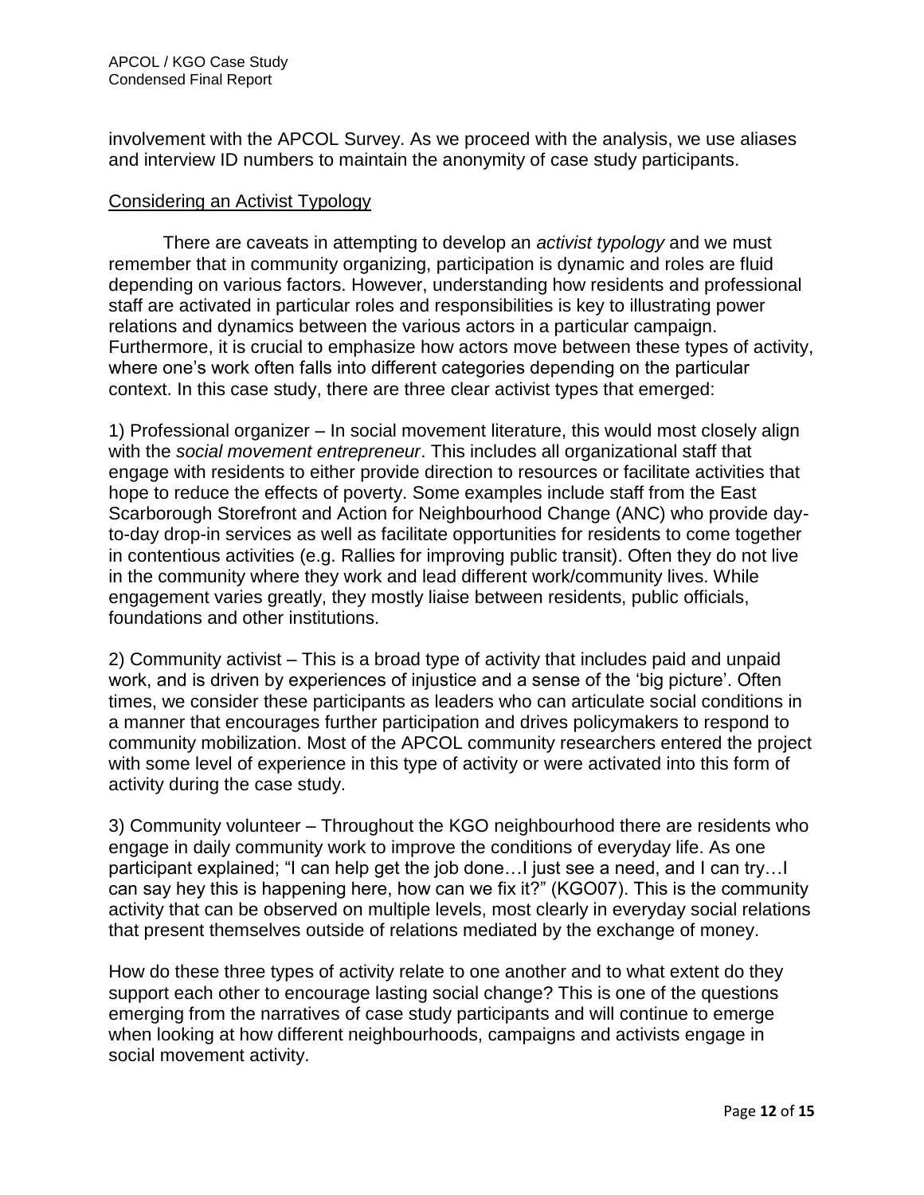involvement with the APCOL Survey. As we proceed with the analysis, we use aliases and interview ID numbers to maintain the anonymity of case study participants.

## Considering an Activist Typology

There are caveats in attempting to develop an *activist typology* and we must remember that in community organizing, participation is dynamic and roles are fluid depending on various factors. However, understanding how residents and professional staff are activated in particular roles and responsibilities is key to illustrating power relations and dynamics between the various actors in a particular campaign. Furthermore, it is crucial to emphasize how actors move between these types of activity, where one's work often falls into different categories depending on the particular context. In this case study, there are three clear activist types that emerged:

1) Professional organizer – In social movement literature, this would most closely align with the *social movement entrepreneur*. This includes all organizational staff that engage with residents to either provide direction to resources or facilitate activities that hope to reduce the effects of poverty. Some examples include staff from the East Scarborough Storefront and Action for Neighbourhood Change (ANC) who provide day-to-day drop-in services as well as facilitate opportunities for residents to come together in contentious activities (e.g. Rallies for improving public transit). Often they do not live in the community where they work and lead different work/community lives. While engagement varies greatly, they mostly liaise between residents, public officials, foundations and other institutions.

2) Community activist – This is a broad type of activity that includes paid and unpaid work, and is driven by experiences of injustice and a sense of the 'big picture'. Often times, we consider these participants as leaders who can articulate social conditions in a manner that encourages further participation and drives policymakers to respond to community mobilization. Most of the APCOL community researchers entered the project with some level of experience in this type of activity or were activated into this form of activity during the case study.

3) Community volunteer – Throughout the KGO neighbourhood there are residents who engage in daily community work to improve the conditions of everyday life. As one participant explained; "I can help get the job done…I just see a need, and I can try…I can say hey this is happening here, how can we fix it?" (KGO07). This is the community activity that can be observed on multiple levels, most clearly in everyday social relations that present themselves outside of relations mediated by the exchange of money.

How do these three types of activity relate to one another and to what extent do they support each other to encourage lasting social change? This is one of the questions emerging from the narratives of case study participants and will continue to emerge when looking at how different neighbourhoods, campaigns and activists engage in social movement activity.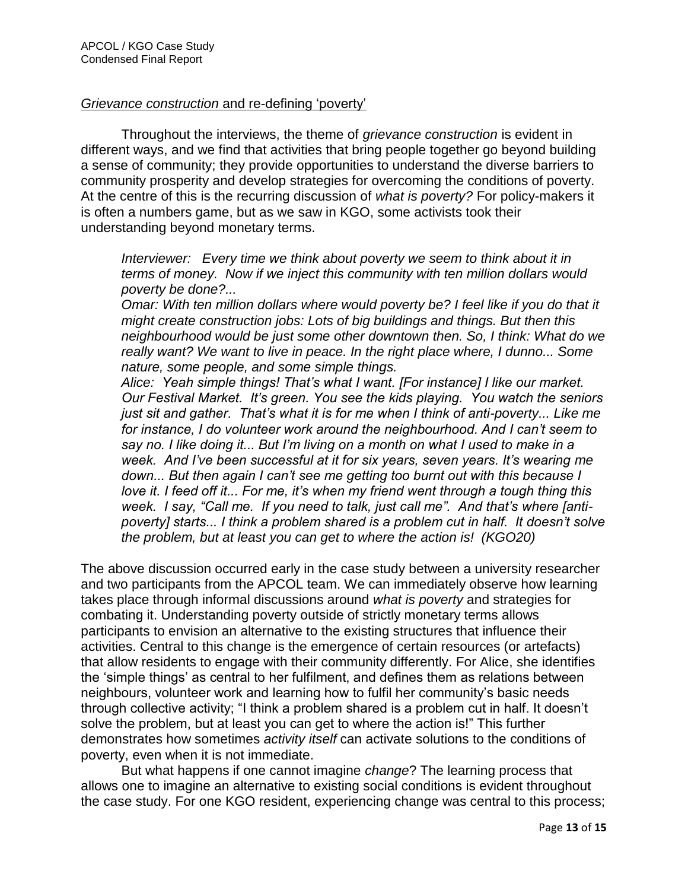### *Grievance construction* and re-defining 'poverty'

Throughout the interviews, the theme of *grievance construction* is evident in different ways, and we find that activities that bring people together go beyond building a sense of community; they provide opportunities to understand the diverse barriers to community prosperity and develop strategies for overcoming the conditions of poverty. At the centre of this is the recurring discussion of *what is poverty?* For policy-makers it is often a numbers game, but as we saw in KGO, some activists took their understanding beyond monetary terms.

> *Interviewer: Every time we think about poverty we seem to think about it in terms of money. Now if we inject this community with ten million dollars would poverty be done?...*
>
> *Omar: With ten million dollars where would poverty be? I feel like if you do that it might create construction jobs: Lots of big buildings and things. But then this neighbourhood would be just some other downtown then. So, I think: What do we really want? We want to live in peace. In the right place where, I dunno... Some nature, some people, and some simple things.*
>
> *Alice: Yeah simple things! That's what I want. [For instance] I like our market. Our Festival Market. It's green. You see the kids playing. You watch the seniors just sit and gather. That's what it is for me when I think of anti-poverty... Like me for instance, I do volunteer work around the neighbourhood. And I can't seem to say no. I like doing it... But I'm living on a month on what I used to make in a week. And I've been successful at it for six years, seven years. It's wearing me down... But then again I can't see me getting too burnt out with this because I love it. I feed off it... For me, it's when my friend went through a tough thing this week. I say, "Call me. If you need to talk, just call me". And that's where [anti-poverty] starts... I think a problem shared is a problem cut in half. It doesn't solve the problem, but at least you can get to where the action is! (KGO20)*

The above discussion occurred early in the case study between a university researcher and two participants from the APCOL team. We can immediately observe how learning takes place through informal discussions around *what is poverty* and strategies for combating it. Understanding poverty outside of strictly monetary terms allows participants to envision an alternative to the existing structures that influence their activities. Central to this change is the emergence of certain resources (or artefacts) that allow residents to engage with their community differently. For Alice, she identifies the 'simple things' as central to her fulfilment, and defines them as relations between neighbours, volunteer work and learning how to fulfil her community's basic needs through collective activity; "I think a problem shared is a problem cut in half. It doesn't solve the problem, but at least you can get to where the action is!" This further demonstrates how sometimes *activity itself* can activate solutions to the conditions of poverty, even when it is not immediate.

But what happens if one cannot imagine *change*? The learning process that allows one to imagine an alternative to existing social conditions is evident throughout the case study. For one KGO resident, experiencing change was central to this process;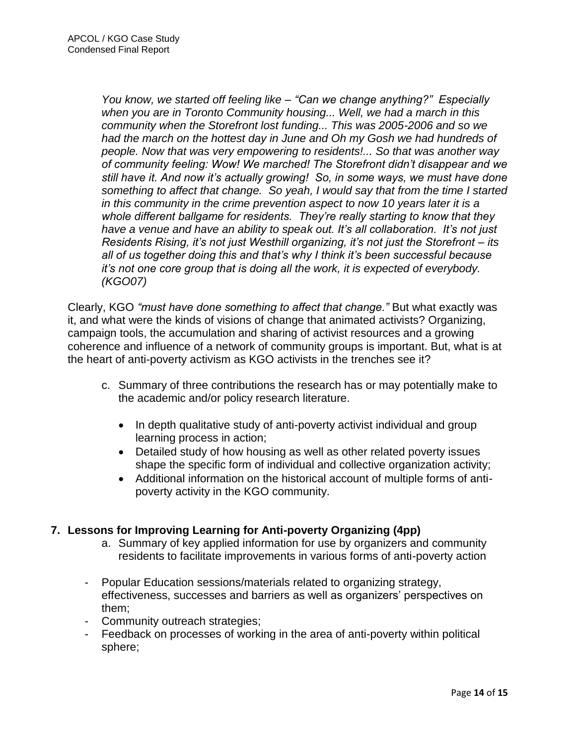> *You know, we started off feeling like – "Can we change anything?" Especially when you are in Toronto Community housing... Well, we had a march in this community when the Storefront lost funding... This was 2005-2006 and so we had the march on the hottest day in June and Oh my Gosh we had hundreds of people. Now that was very empowering to residents!... So that was another way of community feeling: Wow! We marched! The Storefront didn't disappear and we still have it. And now it's actually growing! So, in some ways, we must have done something to affect that change. So yeah, I would say that from the time I started in this community in the crime prevention aspect to now 10 years later it is a whole different ballgame for residents. They're really starting to know that they have a venue and have an ability to speak out. It's all collaboration. It's not just Residents Rising, it's not just Westhill organizing, it's not just the Storefront – its all of us together doing this and that's why I think it's been successful because it's not one core group that is doing all the work, it is expected of everybody. (KGO07)*

Clearly, KGO *"must have done something to affect that change."* But what exactly was it, and what were the kinds of visions of change that animated activists? Organizing, campaign tools, the accumulation and sharing of activist resources and a growing coherence and influence of a network of community groups is important. But, what is at the heart of anti-poverty activism as KGO activists in the trenches see it?

c. Summary of three contributions the research has or may potentially make to the academic and/or policy research literature.

- In depth qualitative study of anti-poverty activist individual and group learning process in action;
- Detailed study of how housing as well as other related poverty issues shape the specific form of individual and collective organization activity;
- Additional information on the historical account of multiple forms of anti-poverty activity in the KGO community.

## 7. Lessons for Improving Learning for Anti-poverty Organizing (4pp)

a. Summary of key applied information for use by organizers and community residents to facilitate improvements in various forms of anti-poverty action

- Popular Education sessions/materials related to organizing strategy, effectiveness, successes and barriers as well as organizers' perspectives on them;
- Community outreach strategies;
- Feedback on processes of working in the area of anti-poverty within political sphere;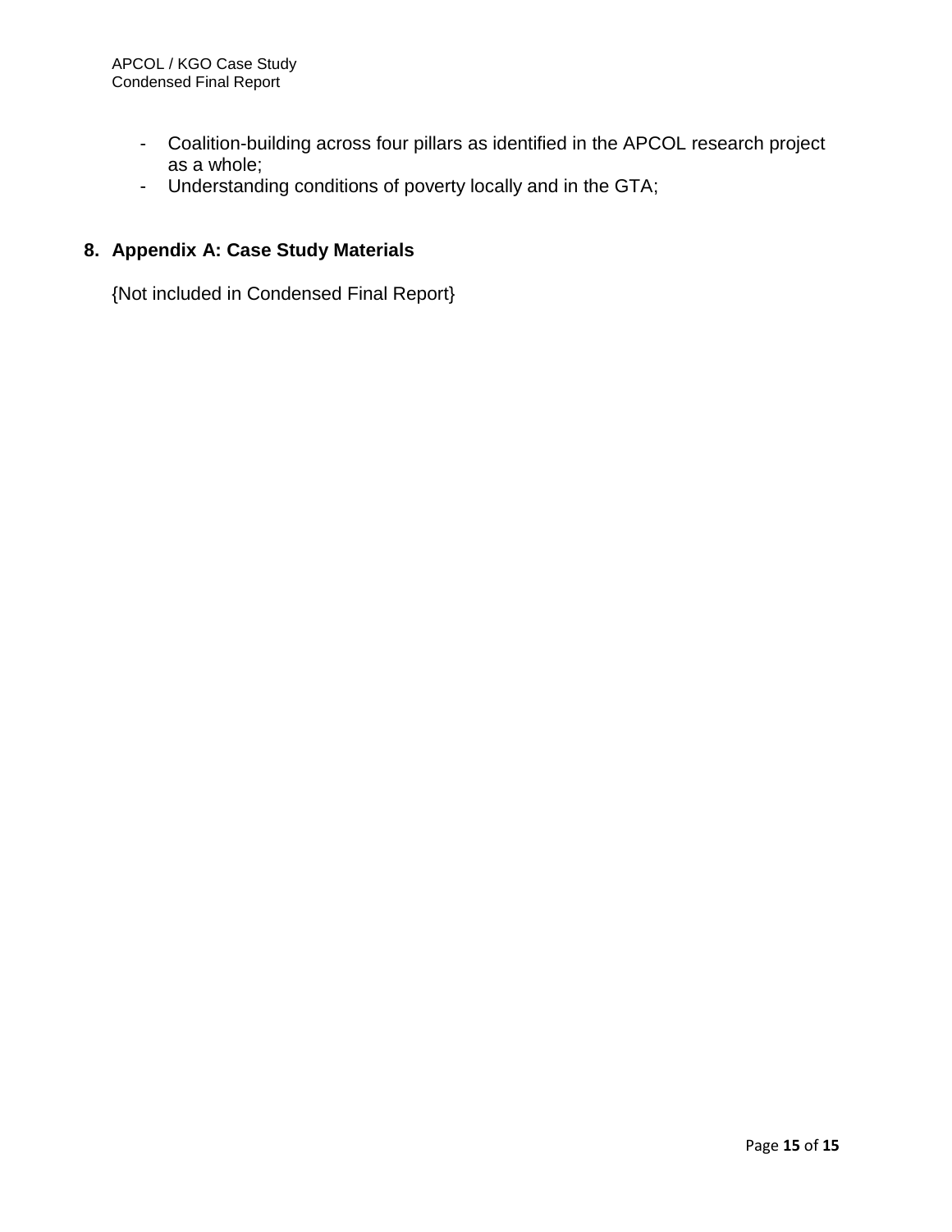- Coalition-building across four pillars as identified in the APCOL research project as a whole;
- Understanding conditions of poverty locally and in the GTA;

## 8. Appendix A: Case Study Materials

{Not included in Condensed Final Report}